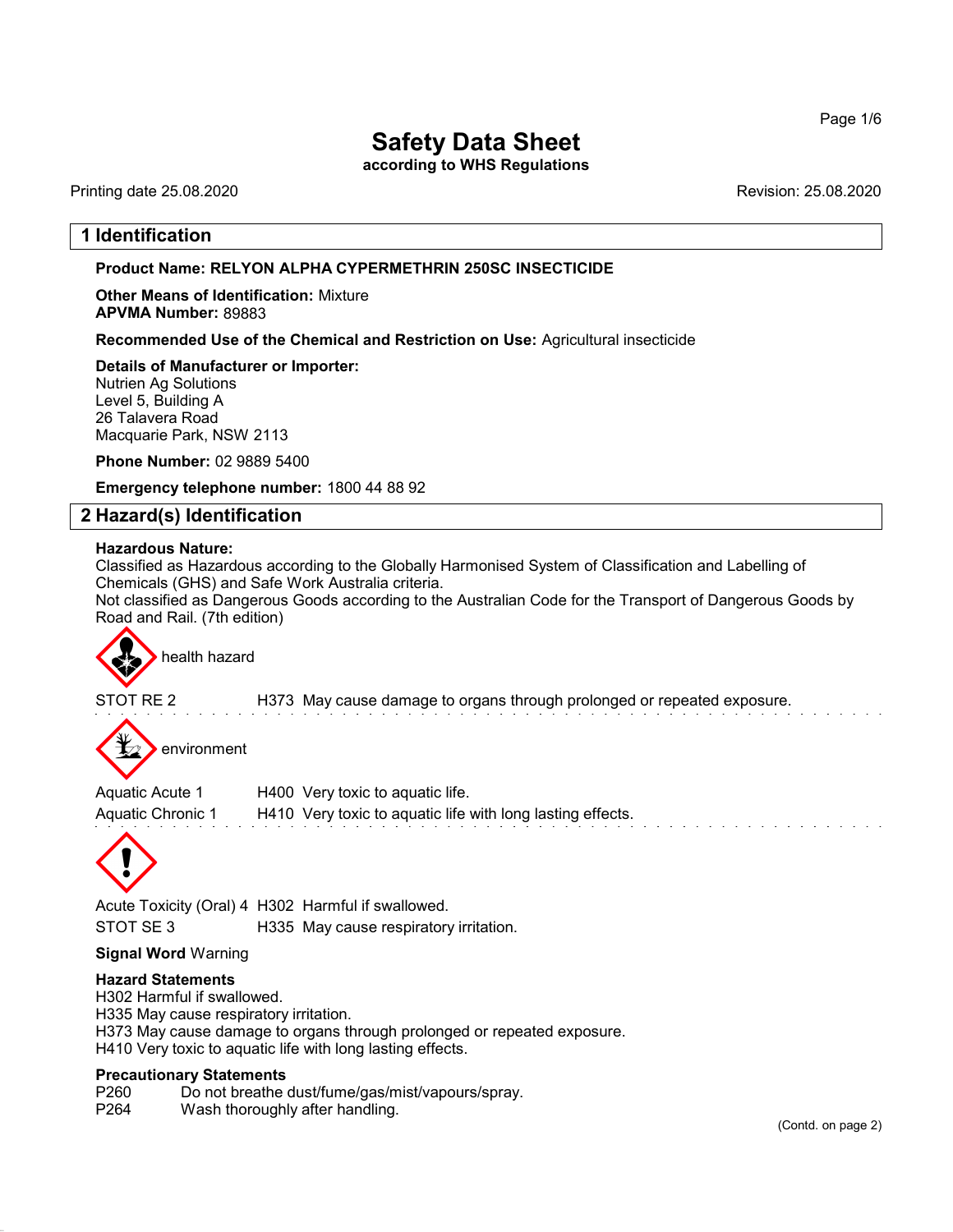# Safety Data Sheet

**according to WHS Regulations**

Printing date 25.08.2020 Revision: 25.08.2020

## 1 Identification

**Product Name: RELYON ALPHA CYPERMETHRIN 250SC INSECTICIDE**

**Other Means of Identification:** Mixture
**APVMA Number:** 89883

**Recommended Use of the Chemical and Restriction on Use:** Agricultural insecticide

**Details of Manufacturer or Importer:**
Nutrien Ag Solutions
Level 5, Building A
26 Talavera Road
Macquarie Park, NSW 2113

**Phone Number:** 02 9889 5400

**Emergency telephone number:** 1800 44 88 92

## 2 Hazard(s) Identification

**Hazardous Nature:**
Classified as Hazardous according to the Globally Harmonised System of Classification and Labelling of Chemicals (GHS) and Safe Work Australia criteria.
Not classified as Dangerous Goods according to the Australian Code for the Transport of Dangerous Goods by Road and Rail. (7th edition)

health hazard

STOT RE 2 H373 May cause damage to organs through prolonged or repeated exposure.

environment

Aquatic Acute 1 H400 Very toxic to aquatic life.
Aquatic Chronic 1 H410 Very toxic to aquatic life with long lasting effects.

Acute Toxicity (Oral) 4 H302 Harmful if swallowed.
STOT SE 3 H335 May cause respiratory irritation.

**Signal Word** Warning

**Hazard Statements**
H302 Harmful if swallowed.
H335 May cause respiratory irritation.
H373 May cause damage to organs through prolonged or repeated exposure.
H410 Very toxic to aquatic life with long lasting effects.

**Precautionary Statements**
P260 Do not breathe dust/fume/gas/mist/vapours/spray.
P264 Wash thoroughly after handling.

(Contd. on page 2)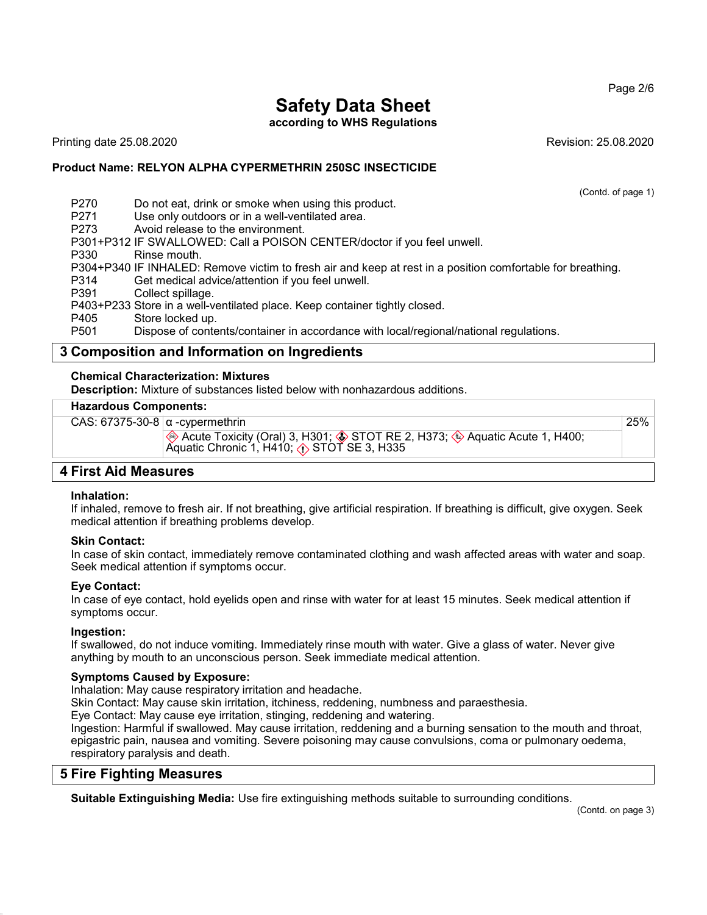(Contd. of page 1)

| | |
|---|---|
| P270 | Do not eat, drink or smoke when using this product. |
| P271 | Use only outdoors or in a well-ventilated area. |
| P273 | Avoid release to the environment. |
| P301+P312 | IF SWALLOWED: Call a POISON CENTER/doctor if you feel unwell. |
| P330 | Rinse mouth. |
| P304+P340 | IF INHALED: Remove victim to fresh air and keep at rest in a position comfortable for breathing. |
| P314 | Get medical advice/attention if you feel unwell. |
| P391 | Collect spillage. |
| P403+P233 | Store in a well-ventilated place. Keep container tightly closed. |
| P405 | Store locked up. |
| P501 | Dispose of contents/container in accordance with local/regional/national regulations. |

## 3 Composition and Information on Ingredients

**Chemical Characterization: Mixtures**

**Description:** Mixture of substances listed below with nonhazardous additions.

| **Hazardous Components:** | | |
|---|---|---|
| CAS: 67375-30-8 | α -cypermethrin<br>Acute Toxicity (Oral) 3, H301; STOT RE 2, H373; Aquatic Acute 1, H400; Aquatic Chronic 1, H410; STOT SE 3, H335 | 25% |

## 4 First Aid Measures

**Inhalation:**

If inhaled, remove to fresh air. If not breathing, give artificial respiration. If breathing is difficult, give oxygen. Seek medical attention if breathing problems develop.

**Skin Contact:**

In case of skin contact, immediately remove contaminated clothing and wash affected areas with water and soap. Seek medical attention if symptoms occur.

**Eye Contact:**

In case of eye contact, hold eyelids open and rinse with water for at least 15 minutes. Seek medical attention if symptoms occur.

**Ingestion:**

If swallowed, do not induce vomiting. Immediately rinse mouth with water. Give a glass of water. Never give anything by mouth to an unconscious person. Seek immediate medical attention.

**Symptoms Caused by Exposure:**

Inhalation: May cause respiratory irritation and headache.

Skin Contact: May cause skin irritation, itchiness, reddening, numbness and paraesthesia.

Eye Contact: May cause eye irritation, stinging, reddening and watering.

Ingestion: Harmful if swallowed. May cause irritation, reddening and a burning sensation to the mouth and throat, epigastric pain, nausea and vomiting. Severe poisoning may cause convulsions, coma or pulmonary oedema, respiratory paralysis and death.

## 5 Fire Fighting Measures

**Suitable Extinguishing Media:** Use fire extinguishing methods suitable to surrounding conditions.

(Contd. on page 3)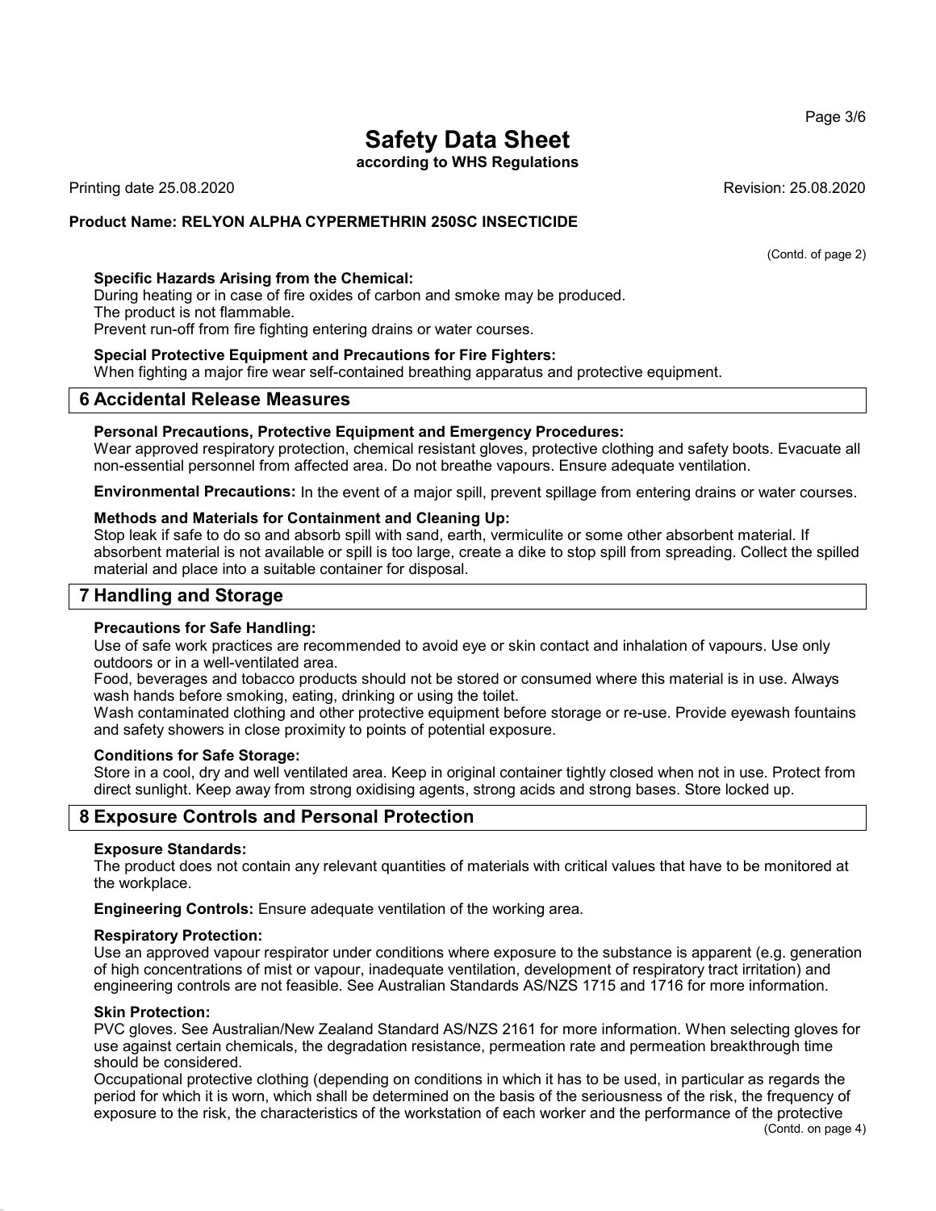Printing date 25.08.2020

Revision: 25.08.2020

**Product Name: RELYON ALPHA CYPERMETHRIN 250SC INSECTICIDE**

(Contd. of page 2)

**Specific Hazards Arising from the Chemical:**
During heating or in case of fire oxides of carbon and smoke may be produced.
The product is not flammable.
Prevent run-off from fire fighting entering drains or water courses.

**Special Protective Equipment and Precautions for Fire Fighters:**
When fighting a major fire wear self-contained breathing apparatus and protective equipment.

## 6 Accidental Release Measures

**Personal Precautions, Protective Equipment and Emergency Procedures:**
Wear approved respiratory protection, chemical resistant gloves, protective clothing and safety boots. Evacuate all non-essential personnel from affected area. Do not breathe vapours. Ensure adequate ventilation.

**Environmental Precautions:** In the event of a major spill, prevent spillage from entering drains or water courses.

**Methods and Materials for Containment and Cleaning Up:**
Stop leak if safe to do so and absorb spill with sand, earth, vermiculite or some other absorbent material. If absorbent material is not available or spill is too large, create a dike to stop spill from spreading. Collect the spilled material and place into a suitable container for disposal.

## 7 Handling and Storage

**Precautions for Safe Handling:**
Use of safe work practices are recommended to avoid eye or skin contact and inhalation of vapours. Use only outdoors or in a well-ventilated area.
Food, beverages and tobacco products should not be stored or consumed where this material is in use. Always wash hands before smoking, eating, drinking or using the toilet.
Wash contaminated clothing and other protective equipment before storage or re-use. Provide eyewash fountains and safety showers in close proximity to points of potential exposure.

**Conditions for Safe Storage:**
Store in a cool, dry and well ventilated area. Keep in original container tightly closed when not in use. Protect from direct sunlight. Keep away from strong oxidising agents, strong acids and strong bases. Store locked up.

## 8 Exposure Controls and Personal Protection

**Exposure Standards:**
The product does not contain any relevant quantities of materials with critical values that have to be monitored at the workplace.

**Engineering Controls:** Ensure adequate ventilation of the working area.

**Respiratory Protection:**
Use an approved vapour respirator under conditions where exposure to the substance is apparent (e.g. generation of high concentrations of mist or vapour, inadequate ventilation, development of respiratory tract irritation) and engineering controls are not feasible. See Australian Standards AS/NZS 1715 and 1716 for more information.

**Skin Protection:**
PVC gloves. See Australian/New Zealand Standard AS/NZS 2161 for more information. When selecting gloves for use against certain chemicals, the degradation resistance, permeation rate and permeation breakthrough time should be considered.
Occupational protective clothing (depending on conditions in which it has to be used, in particular as regards the period for which it is worn, which shall be determined on the basis of the seriousness of the risk, the frequency of exposure to the risk, the characteristics of the workstation of each worker and the performance of the protective

(Contd. on page 4)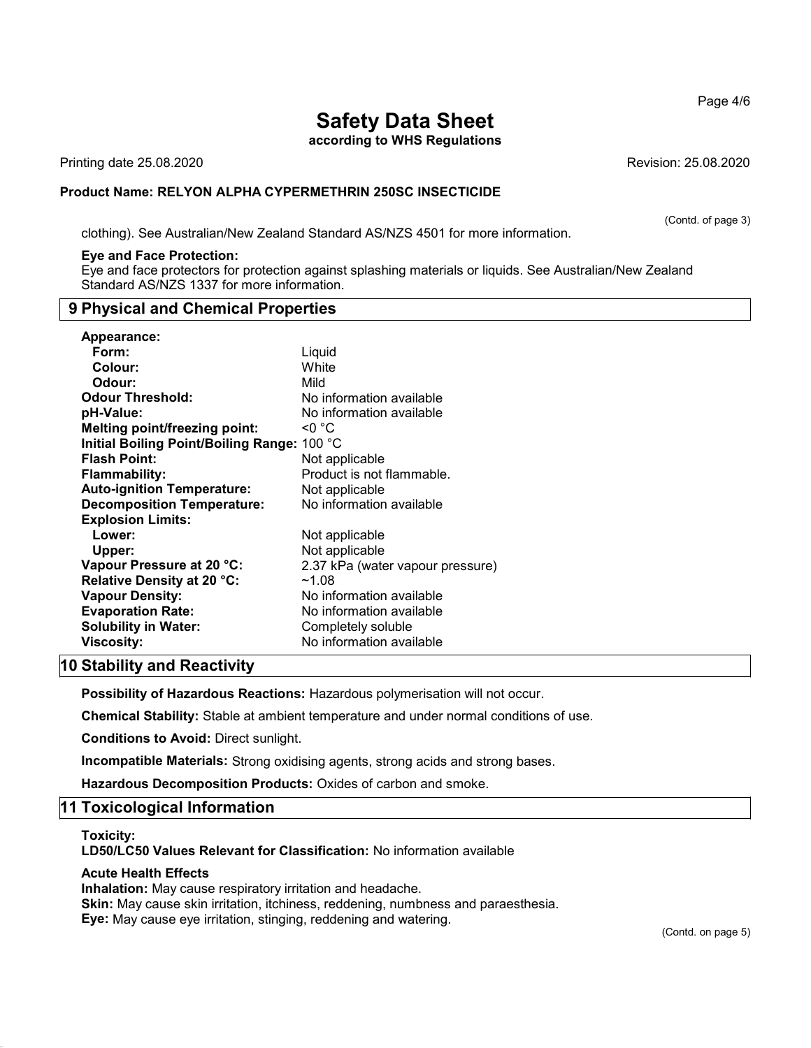clothing). See Australian/New Zealand Standard AS/NZS 4501 for more information.

**Eye and Face Protection:**
Eye and face protectors for protection against splashing materials or liquids. See Australian/New Zealand Standard AS/NZS 1337 for more information.

## 9 Physical and Chemical Properties

| | |
|---|---|
| **Appearance:** | |
| **Form:** | Liquid |
| **Colour:** | White |
| **Odour:** | Mild |
| **Odour Threshold:** | No information available |
| **pH-Value:** | No information available |
| **Melting point/freezing point:** | <0 °C |
| **Initial Boiling Point/Boiling Range:** | 100 °C |
| **Flash Point:** | Not applicable |
| **Flammability:** | Product is not flammable. |
| **Auto-ignition Temperature:** | Not applicable |
| **Decomposition Temperature:** | No information available |
| **Explosion Limits:** | |
| **Lower:** | Not applicable |
| **Upper:** | Not applicable |
| **Vapour Pressure at 20 °C:** | 2.37 kPa (water vapour pressure) |
| **Relative Density at 20 °C:** | ~1.08 |
| **Vapour Density:** | No information available |
| **Evaporation Rate:** | No information available |
| **Solubility in Water:** | Completely soluble |
| **Viscosity:** | No information available |

## 10 Stability and Reactivity

**Possibility of Hazardous Reactions:** Hazardous polymerisation will not occur.

**Chemical Stability:** Stable at ambient temperature and under normal conditions of use.

**Conditions to Avoid:** Direct sunlight.

**Incompatible Materials:** Strong oxidising agents, strong acids and strong bases.

**Hazardous Decomposition Products:** Oxides of carbon and smoke.

## 11 Toxicological Information

**Toxicity:**
**LD50/LC50 Values Relevant for Classification:** No information available

**Acute Health Effects**
**Inhalation:** May cause respiratory irritation and headache.
**Skin:** May cause skin irritation, itchiness, reddening, numbness and paraesthesia.
**Eye:** May cause eye irritation, stinging, reddening and watering.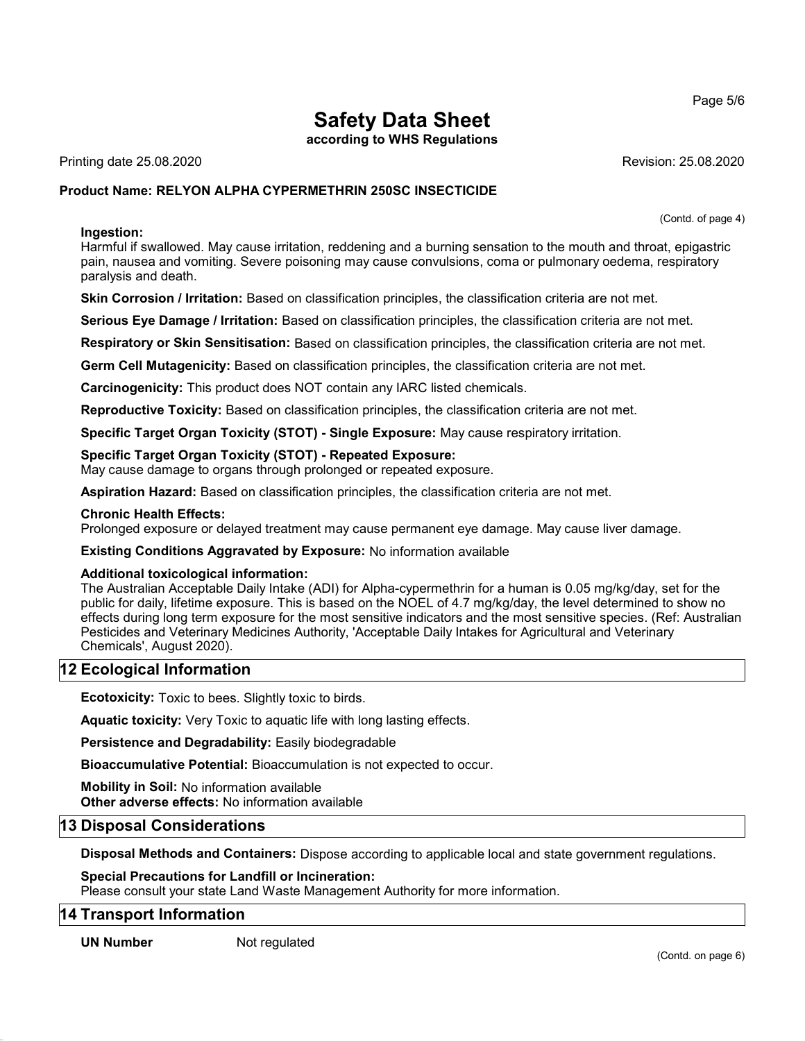**Ingestion:**
Harmful if swallowed. May cause irritation, reddening and a burning sensation to the mouth and throat, epigastric pain, nausea and vomiting. Severe poisoning may cause convulsions, coma or pulmonary oedema, respiratory paralysis and death.

**Skin Corrosion / Irritation:** Based on classification principles, the classification criteria are not met.

**Serious Eye Damage / Irritation:** Based on classification principles, the classification criteria are not met.

**Respiratory or Skin Sensitisation:** Based on classification principles, the classification criteria are not met.

**Germ Cell Mutagenicity:** Based on classification principles, the classification criteria are not met.

**Carcinogenicity:** This product does NOT contain any IARC listed chemicals.

**Reproductive Toxicity:** Based on classification principles, the classification criteria are not met.

**Specific Target Organ Toxicity (STOT) - Single Exposure:** May cause respiratory irritation.

**Specific Target Organ Toxicity (STOT) - Repeated Exposure:**
May cause damage to organs through prolonged or repeated exposure.

**Aspiration Hazard:** Based on classification principles, the classification criteria are not met.

**Chronic Health Effects:**
Prolonged exposure or delayed treatment may cause permanent eye damage. May cause liver damage.

**Existing Conditions Aggravated by Exposure:** No information available

**Additional toxicological information:**
The Australian Acceptable Daily Intake (ADI) for Alpha-cypermethrin for a human is 0.05 mg/kg/day, set for the public for daily, lifetime exposure. This is based on the NOEL of 4.7 mg/kg/day, the level determined to show no effects during long term exposure for the most sensitive indicators and the most sensitive species. (Ref: Australian Pesticides and Veterinary Medicines Authority, 'Acceptable Daily Intakes for Agricultural and Veterinary Chemicals', August 2020).

## 12 Ecological Information

**Ecotoxicity:** Toxic to bees. Slightly toxic to birds.

**Aquatic toxicity:** Very Toxic to aquatic life with long lasting effects.

**Persistence and Degradability:** Easily biodegradable

**Bioaccumulative Potential:** Bioaccumulation is not expected to occur.

**Mobility in Soil:** No information available
**Other adverse effects:** No information available

## 13 Disposal Considerations

**Disposal Methods and Containers:** Dispose according to applicable local and state government regulations.

**Special Precautions for Landfill or Incineration:**
Please consult your state Land Waste Management Authority for more information.

## 14 Transport Information

**UN Number** Not regulated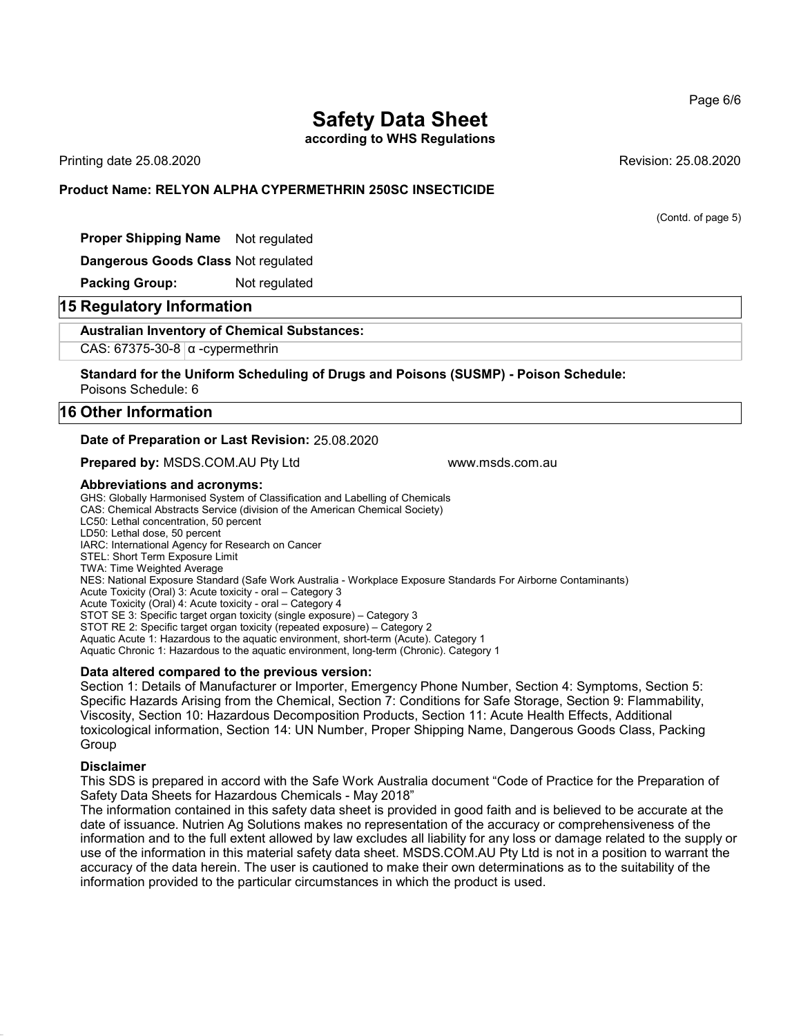(Contd. of page 5)

**Proper Shipping Name** Not regulated

**Dangerous Goods Class** Not regulated

**Packing Group:** Not regulated

## 15 Regulatory Information

**Australian Inventory of Chemical Substances:**

| | |
|---|---|
| CAS: 67375-30-8 | α -cypermethrin |

**Standard for the Uniform Scheduling of Drugs and Poisons (SUSMP) - Poison Schedule:**
Poisons Schedule: 6

## 16 Other Information

**Date of Preparation or Last Revision:** 25.08.2020

**Prepared by:** MSDS.COM.AU Pty Ltd www.msds.com.au

**Abbreviations and acronyms:**
GHS: Globally Harmonised System of Classification and Labelling of Chemicals
CAS: Chemical Abstracts Service (division of the American Chemical Society)
LC50: Lethal concentration, 50 percent
LD50: Lethal dose, 50 percent
IARC: International Agency for Research on Cancer
STEL: Short Term Exposure Limit
TWA: Time Weighted Average
NES: National Exposure Standard (Safe Work Australia - Workplace Exposure Standards For Airborne Contaminants)
Acute Toxicity (Oral) 3: Acute toxicity - oral – Category 3
Acute Toxicity (Oral) 4: Acute toxicity - oral – Category 4
STOT SE 3: Specific target organ toxicity (single exposure) – Category 3
STOT RE 2: Specific target organ toxicity (repeated exposure) – Category 2
Aquatic Acute 1: Hazardous to the aquatic environment, short-term (Acute). Category 1
Aquatic Chronic 1: Hazardous to the aquatic environment, long-term (Chronic). Category 1

**Data altered compared to the previous version:**
Section 1: Details of Manufacturer or Importer, Emergency Phone Number, Section 4: Symptoms, Section 5: Specific Hazards Arising from the Chemical, Section 7: Conditions for Safe Storage, Section 9: Flammability, Viscosity, Section 10: Hazardous Decomposition Products, Section 11: Acute Health Effects, Additional toxicological information, Section 14: UN Number, Proper Shipping Name, Dangerous Goods Class, Packing Group

**Disclaimer**
This SDS is prepared in accord with the Safe Work Australia document "Code of Practice for the Preparation of Safety Data Sheets for Hazardous Chemicals - May 2018"
The information contained in this safety data sheet is provided in good faith and is believed to be accurate at the date of issuance. Nutrien Ag Solutions makes no representation of the accuracy or comprehensiveness of the information and to the full extent allowed by law excludes all liability for any loss or damage related to the supply or use of the information in this material safety data sheet. MSDS.COM.AU Pty Ltd is not in a position to warrant the accuracy of the data herein. The user is cautioned to make their own determinations as to the suitability of the information provided to the particular circumstances in which the product is used.